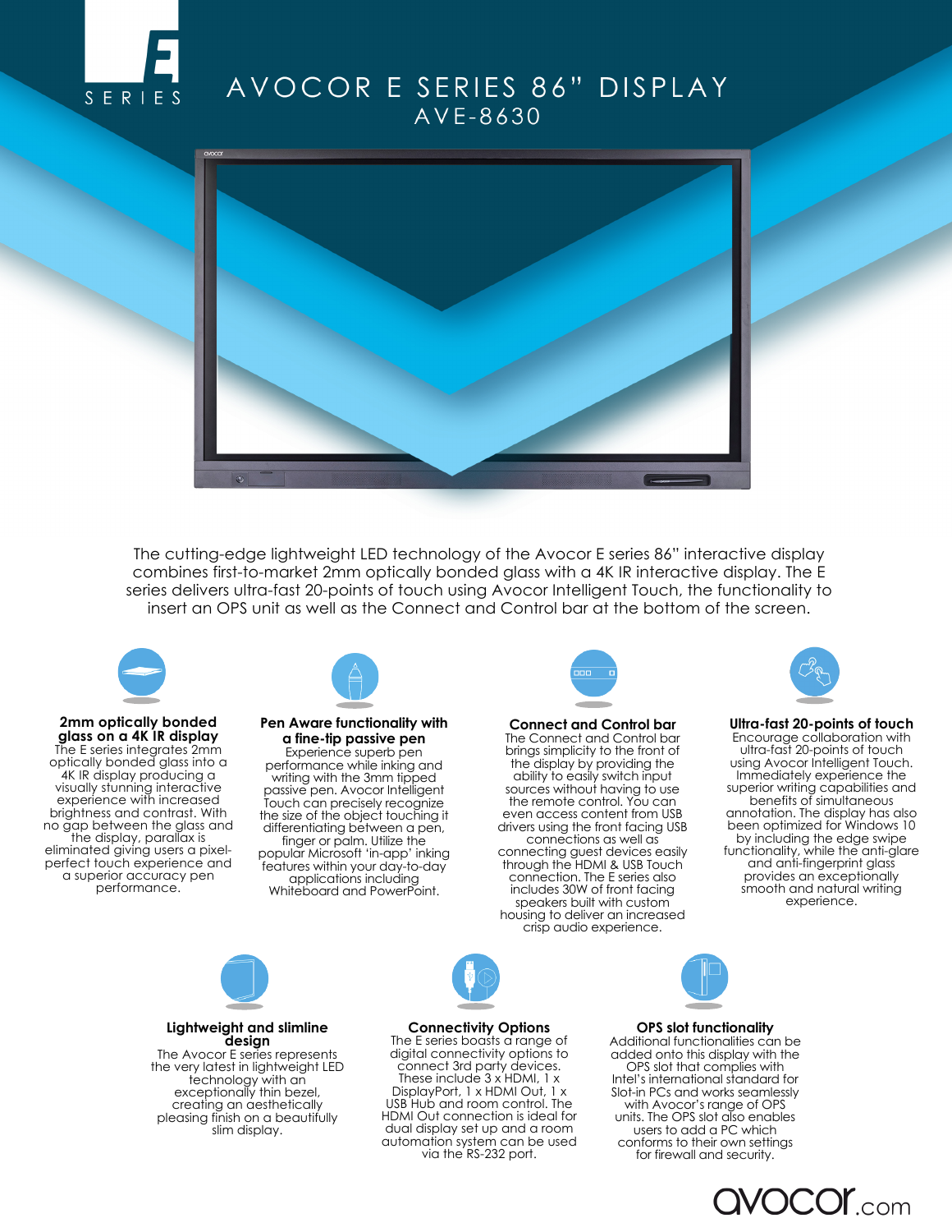E SERIES

# AVOCOR E SERIES 86" DISPLAY

## AVE-8630

The cutting-edge lightweight LED technology of the Avocor E series 86" interactive display combines first-to-market 2mm optically bonded glass with a 4K IR interactive display. The E series delivers ultra-fast 20-points of touch using Avocor Intelligent Touch, the functionality to insert an OPS unit as well as the Connect and Control bar at the bottom of the screen.

### 2mm optically bonded glass on a 4K IR display

The E series integrates 2mm optically bonded glass into a 4K IR display producing a visually stunning interactive experience with increased brightness and contrast. With no gap between the glass and the display, parallax is eliminated giving users a pixel-perfect touch experience and a superior accuracy pen performance.

### Pen Aware functionality with a fine-tip passive pen

Experience superb pen performance while inking and writing with the 3mm tipped passive pen. Avocor Intelligent Touch can precisely recognize the size of the object touching it differentiating between a pen, finger or palm. Utilize the popular Microsoft 'in-app' inking features within your day-to-day applications including Whiteboard and PowerPoint.

### Connect and Control bar

The Connect and Control bar brings simplicity to the front of the display by providing the ability to easily switch input sources without having to use the remote control. You can even access content from USB drivers using the front facing USB connections as well as connecting guest devices easily through the HDMI & USB Touch connection. The E series also includes 30W of front facing speakers built with custom housing to deliver an increased crisp audio experience.

### Ultra-fast 20-points of touch

Encourage collaboration with ultra-fast 20-points of touch using Avocor Intelligent Touch. Immediately experience the superior writing capabilities and benefits of simultaneous annotation. The display has also been optimized for Windows 10 by including the edge swipe functionality, while the anti-glare and anti-fingerprint glass provides an exceptionally smooth and natural writing experience.

### Lightweight and slimline design

The Avocor E series represents the very latest in lightweight LED technology with an exceptionally thin bezel, creating an aesthetically pleasing finish on a beautifully slim display.

### Connectivity Options

The E series boasts a range of digital connectivity options to connect 3rd party devices. These include 3 x HDMI, 1 x DisplayPort, 1 x HDMI Out, 1 x USB Hub and room control. The HDMI Out connection is ideal for dual display set up and a room automation system can be used via the RS-232 port.

### OPS slot functionality

Additional functionalities can be added onto this display with the OPS slot that complies with Intel's international standard for Slot-in PCs and works seamlessly with Avocor's range of OPS units. The OPS slot also enables users to add a PC which conforms to their own settings for firewall and security.

avocor.com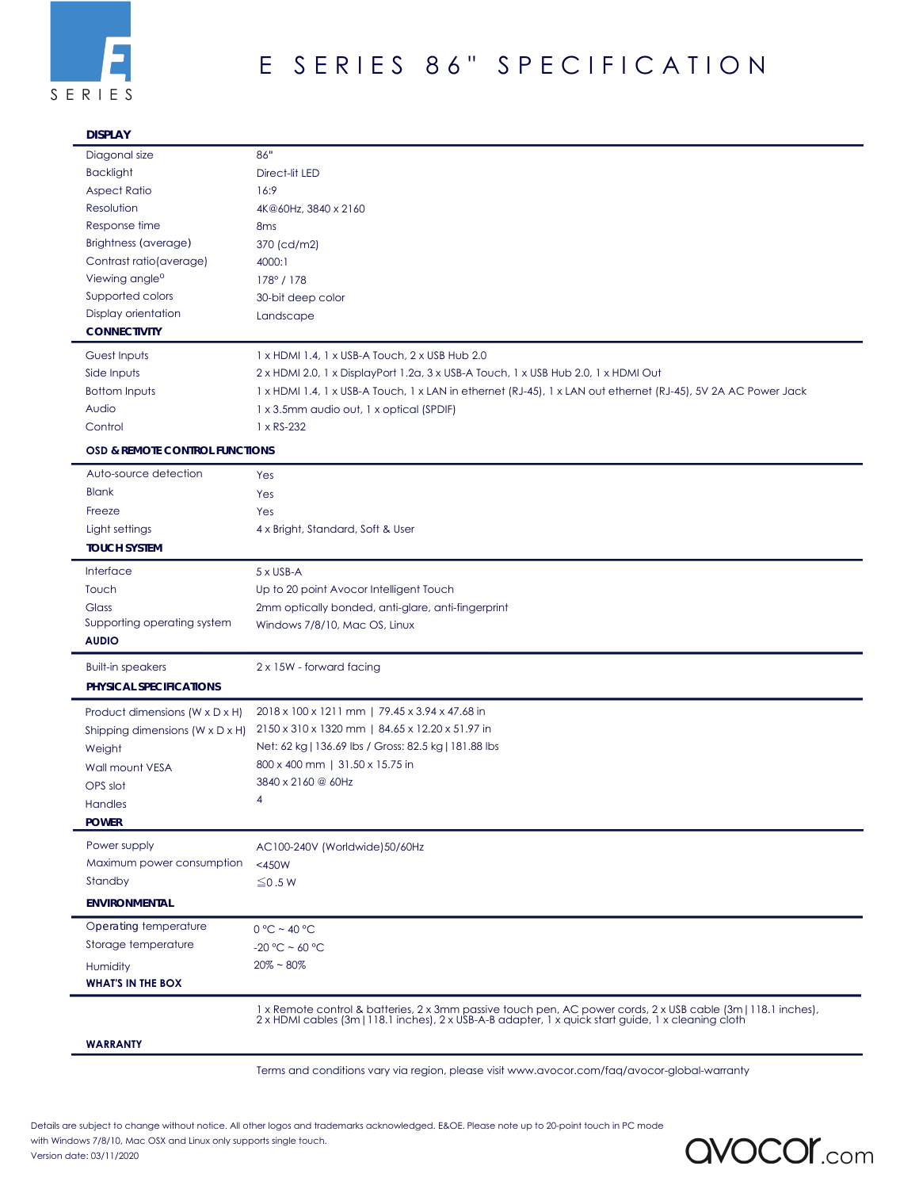# E SERIES 86" SPECIFICATION

### DISPLAY

| | |
|---|---|
| Diagonal size | 86" |
| Backlight | Direct-lit LED |
| Aspect Ratio | 16:9 |
| Resolution | 4K@60Hz, 3840 x 2160 |
| Response time | 8ms |
| Brightness (average) | 370 (cd/m2) |
| Contrast ratio(average) | 4000:1 |
| Viewing angle° | 178° / 178 |
| Supported colors | 30-bit deep color |
| Display orientation | Landscape |

### CONNECTIVITY

| | |
|---|---|
| Guest Inputs | 1 x HDMI 1.4, 1 x USB-A Touch, 2 x USB Hub 2.0 |
| Side Inputs | 2 x HDMI 2.0, 1 x DisplayPort 1.2a, 3 x USB-A Touch, 1 x USB Hub 2.0, 1 x HDMI Out |
| Bottom Inputs | 1 x HDMI 1.4, 1 x USB-A Touch, 1 x LAN in ethernet (RJ-45), 1 x LAN out ethernet (RJ-45), 5V 2A AC Power Jack |
| Audio | 1 x 3.5mm audio out, 1 x optical (SPDIF) |
| Control | 1 x RS-232 |

### OSD & REMOTE CONTROL FUNCTIONS

| | |
|---|---|
| Auto-source detection | Yes |
| Blank | Yes |
| Freeze | Yes |
| Light settings | 4 x Bright, Standard, Soft & User |

### TOUCH SYSTEM

| | |
|---|---|
| Interface | 5 x USB-A |
| Touch | Up to 20 point Avocor Intelligent Touch |
| Glass | 2mm optically bonded, anti-glare, anti-fingerprint |
| Supporting operating system | Windows 7/8/10, Mac OS, Linux |

### AUDIO

| | |
|---|---|
| Built-in speakers | 2 x 15W - forward facing |

### PHYSICAL SPECIFICATIONS

| | |
|---|---|
| Product dimensions (W x D x H) | 2018 x 100 x 1211 mm \| 79.45 x 3.94 x 47.68 in |
| Shipping dimensions (W x D x H) | 2150 x 310 x 1320 mm \| 84.65 x 12.20 x 51.97 in |
| Weight | Net: 62 kg \| 136.69 lbs / Gross: 82.5 kg \| 181.88 lbs |
| Wall mount VESA | 800 x 400 mm \| 31.50 x 15.75 in |
| OPS slot | 3840 x 2160 @ 60Hz |
| Handles | 4 |

### POWER

| | |
|---|---|
| Power supply | AC100-240V (Worldwide)50/60Hz |
| Maximum power consumption | <450W |
| Standby | ≦0.5 W |

### ENVIRONMENTAL

| | |
|---|---|
| Operating temperature | 0 °C ~ 40 °C |
| Storage temperature | -20 °C ~ 60 °C |
| Humidity | 20% ~ 80% |

### WHAT'S IN THE BOX

1 x Remote control & batteries, 2 x 3mm passive touch pen, AC power cords, 2 x USB cable (3m|118.1 inches), 2 x HDMI cables (3m|118.1 inches), 2 x USB-A-B adapter, 1 x quick start guide, 1 x cleaning cloth

### WARRANTY

Terms and conditions vary via region, please visit www.avocor.com/faq/avocor-global-warranty

Details are subject to change without notice. All other logos and trademarks acknowledged. E&OE. Please note up to 20-point touch in PC mode with Windows 7/8/10, Mac OSX and Linux only supports single touch.
Version date: 03/11/2020

avocor.com